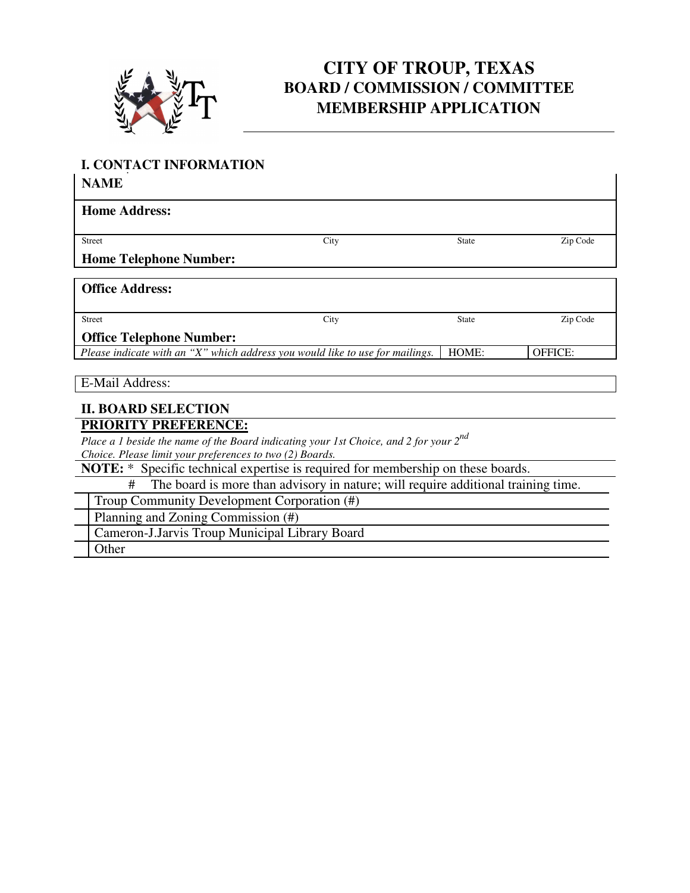# CITY OF TROUP, TEXAS
## BOARD / COMMISSION / COMMITTEE MEMBERSHIP APPLICATION

### I. CONTACT INFORMATION

**NAME**

**Home Address:**

| Street | City | State | Zip Code |
|---|---|---|---|
| | | | |

**Home Telephone Number:**

**Office Address:**

| Street | City | State | Zip Code |
|---|---|---|---|
| | | | |

**Office Telephone Number:**

| *Please indicate with an "X" which address you would like to use for mailings.* | HOME: | OFFICE: |
|---|---|---|

E-Mail Address:

### II. BOARD SELECTION

**PRIORITY PREFERENCE:**

*Place a 1 beside the name of the Board indicating your 1st Choice, and 2 for your 2nd Choice. Please limit your preferences to two (2) Boards.*

**NOTE:** * Specific technical expertise is required for membership on these boards.

# The board is more than advisory in nature; will require additional training time.

| | Board |
|---|---|
| | Troup Community Development Corporation (#) |
| | Planning and Zoning Commission (#) |
| | Cameron-J.Jarvis Troup Municipal Library Board |
| | Other |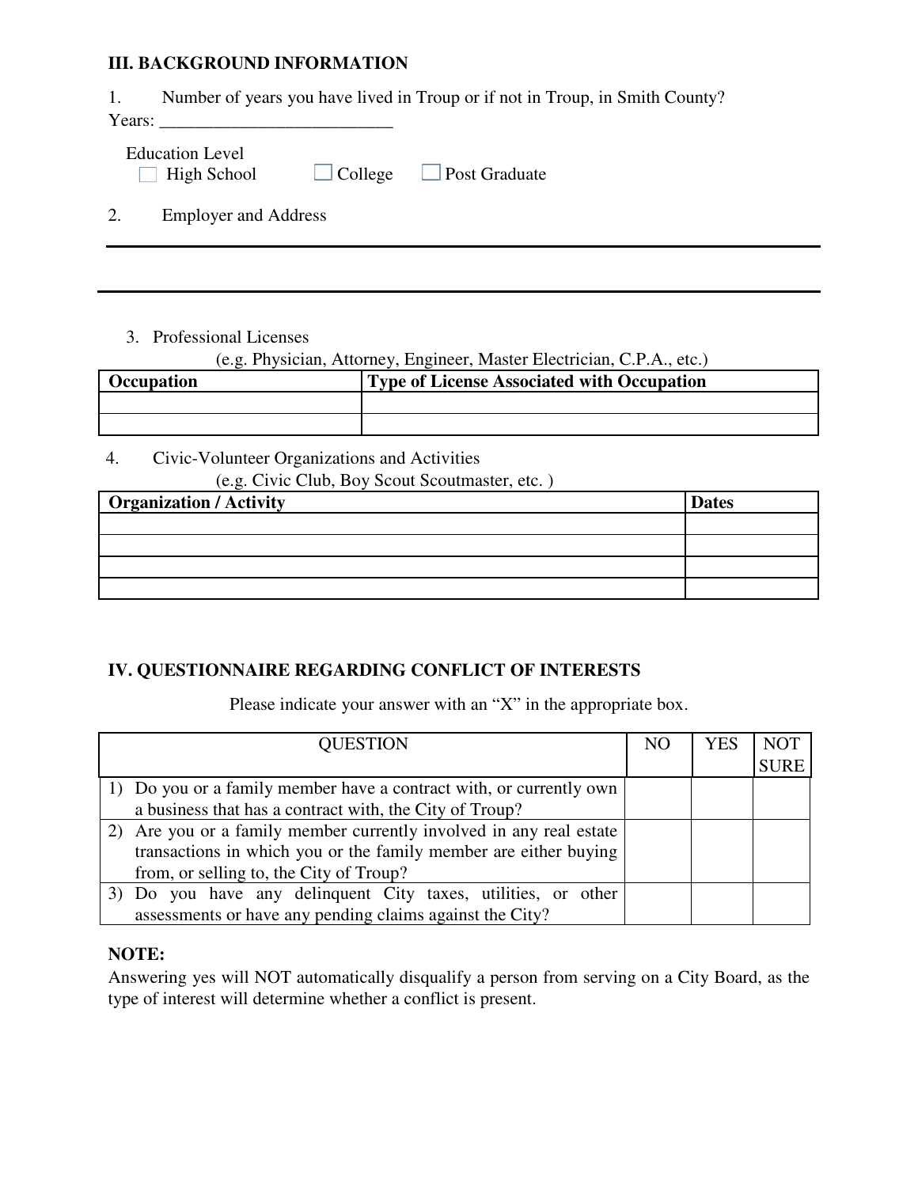### III. BACKGROUND INFORMATION

1. Number of years you have lived in Troup or if not in Troup, in Smith County?

Years: ___________________________

Education Level

☐ High School ☐ College ☐ Post Graduate

2. Employer and Address

___

___

3. Professional Licenses

(e.g. Physician, Attorney, Engineer, Master Electrician, C.P.A., etc.)

| **Occupation** | **Type of License Associated with Occupation** |
|---|---|
| | |
| | |

4. Civic-Volunteer Organizations and Activities

(e.g. Civic Club, Boy Scout Scoutmaster, etc. )

| **Organization / Activity** | **Dates** |
|---|---|
| | |
| | |
| | |
| | |

### IV. QUESTIONNAIRE REGARDING CONFLICT OF INTERESTS

Please indicate your answer with an "X" in the appropriate box.

| QUESTION | NO | YES | NOT SURE |
|---|---|---|---|
| 1) Do you or a family member have a contract with, or currently own a business that has a contract with, the City of Troup? | | | |
| 2) Are you or a family member currently involved in any real estate transactions in which you or the family member are either buying from, or selling to, the City of Troup? | | | |
| 3) Do you have any delinquent City taxes, utilities, or other assessments or have any pending claims against the City? | | | |

**NOTE:**

Answering yes will NOT automatically disqualify a person from serving on a City Board, as the type of interest will determine whether a conflict is present.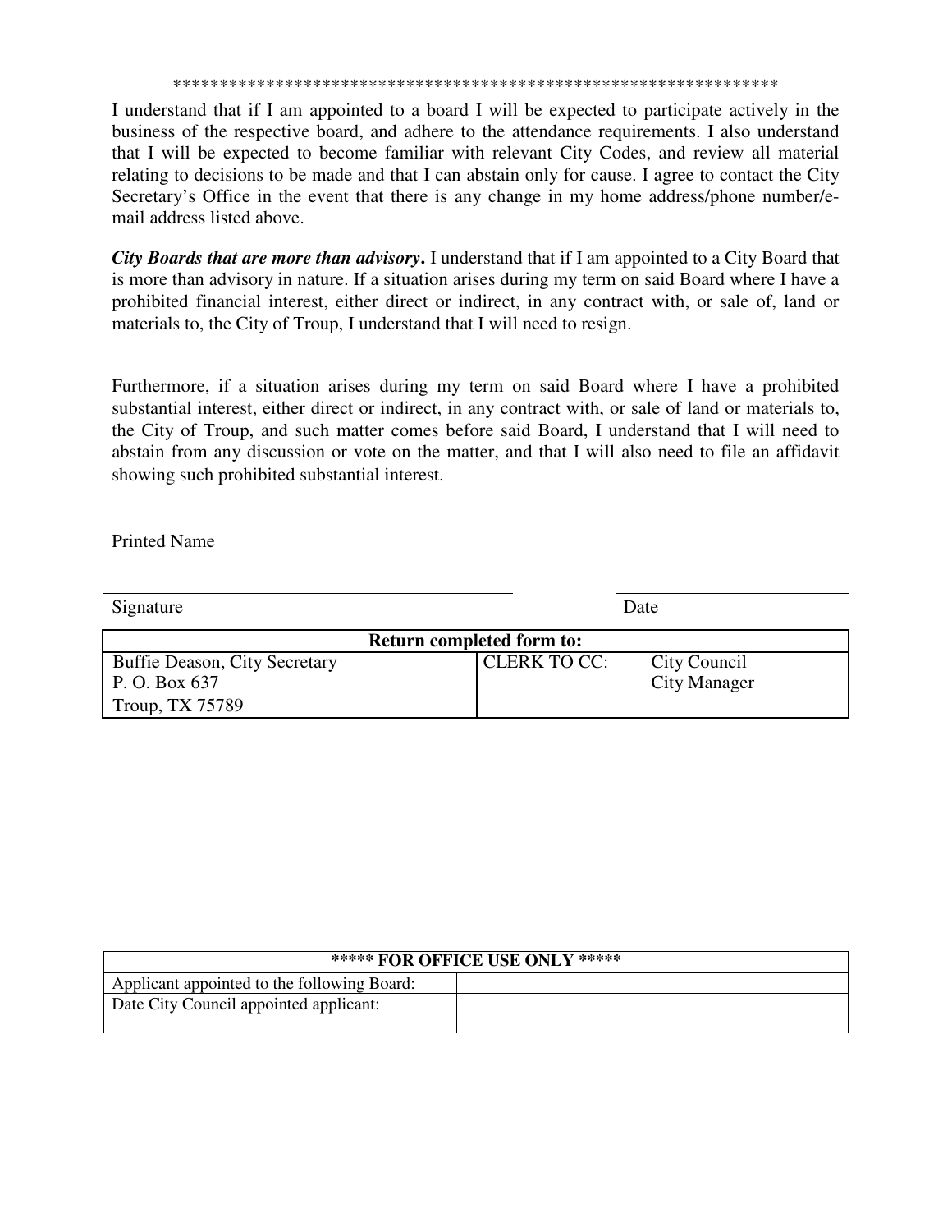*******************************************************************

I understand that if I am appointed to a board I will be expected to participate actively in the business of the respective board, and adhere to the attendance requirements. I also understand that I will be expected to become familiar with relevant City Codes, and review all material relating to decisions to be made and that I can abstain only for cause. I agree to contact the City Secretary's Office in the event that there is any change in my home address/phone number/e-mail address listed above.

***City Boards that are more than advisory*.** I understand that if I am appointed to a City Board that is more than advisory in nature. If a situation arises during my term on said Board where I have a prohibited financial interest, either direct or indirect, in any contract with, or sale of, land or materials to, the City of Troup, I understand that I will need to resign.

Furthermore, if a situation arises during my term on said Board where I have a prohibited substantial interest, either direct or indirect, in any contract with, or sale of land or materials to, the City of Troup, and such matter comes before said Board, I understand that I will need to abstain from any discussion or vote on the matter, and that I will also need to file an affidavit showing such prohibited substantial interest.

\_\_\_\_\_\_\_\_\_\_\_\_\_\_\_\_\_\_\_\_\_\_\_\_\_\_\_\_\_\_\_\_\_\_\_\_\_\_\_\_

Printed Name

\_\_\_\_\_\_\_\_\_\_\_\_\_\_\_\_\_\_\_\_\_\_\_\_\_\_\_\_\_\_\_\_\_\_\_\_\_\_\_\_ \_\_\_\_\_\_\_\_\_\_\_\_\_\_\_\_\_\_\_\_\_\_\_

Signature Date

| **Return completed form to:** | |
|---|---|
| Buffie Deason, City Secretary<br>P. O. Box 637<br>Troup, TX 75789 | CLERK TO CC: City Council<br>City Manager |

| ***** **FOR OFFICE USE ONLY** ***** | |
|---|---|
| Applicant appointed to the following Board: | |
| Date City Council appointed applicant: | |
| | |